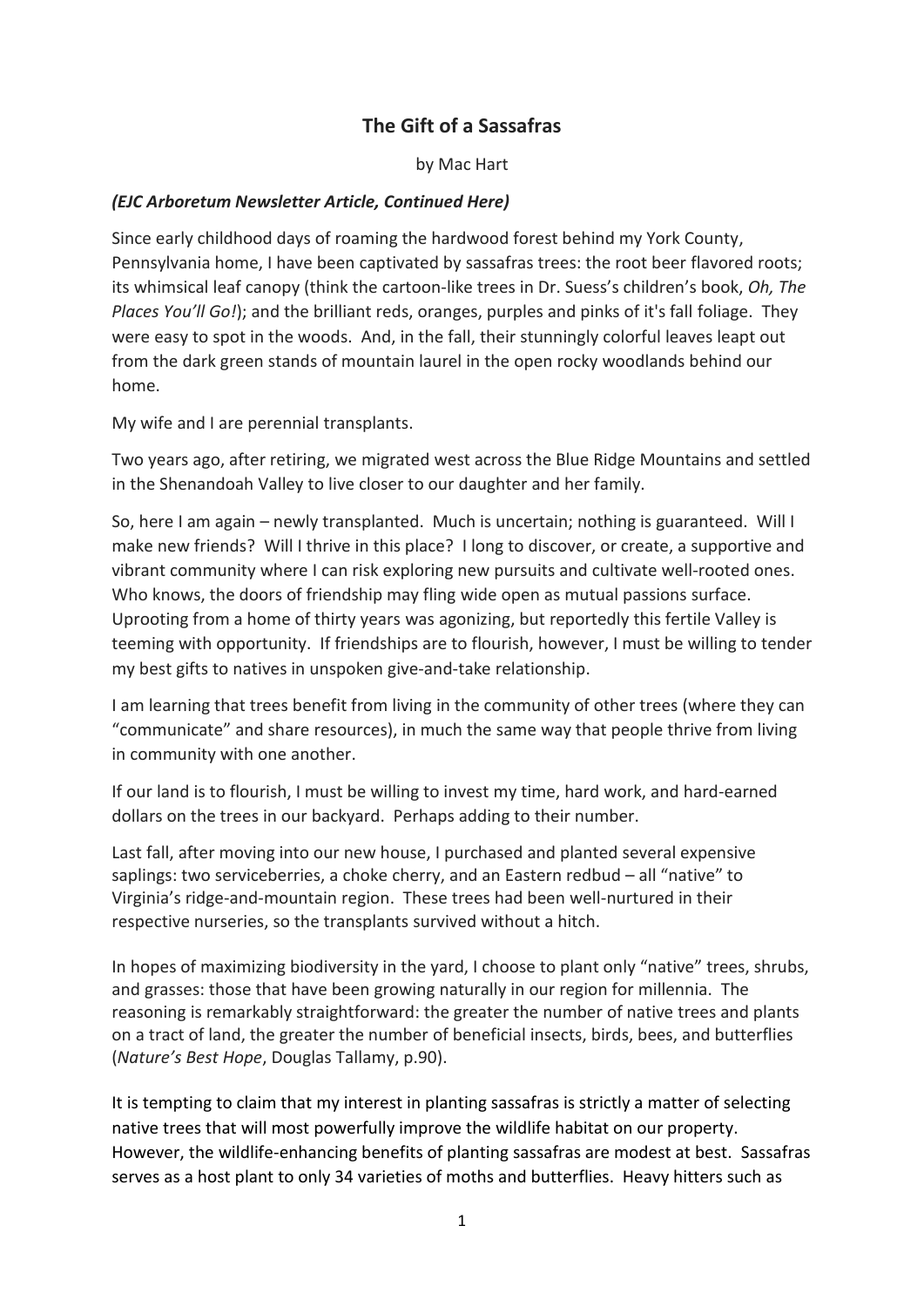# The Gift of a Sassafras

by Mac Hart

***(EJC Arboretum Newsletter Article, Continued Here)***

Since early childhood days of roaming the hardwood forest behind my York County, Pennsylvania home, I have been captivated by sassafras trees: the root beer flavored roots; its whimsical leaf canopy (think the cartoon-like trees in Dr. Suess's children's book, *Oh, The Places You'll Go!*); and the brilliant reds, oranges, purples and pinks of it's fall foliage. They were easy to spot in the woods. And, in the fall, their stunningly colorful leaves leapt out from the dark green stands of mountain laurel in the open rocky woodlands behind our home.

My wife and I are perennial transplants.

Two years ago, after retiring, we migrated west across the Blue Ridge Mountains and settled in the Shenandoah Valley to live closer to our daughter and her family.

So, here I am again – newly transplanted. Much is uncertain; nothing is guaranteed. Will I make new friends? Will I thrive in this place? I long to discover, or create, a supportive and vibrant community where I can risk exploring new pursuits and cultivate well-rooted ones. Who knows, the doors of friendship may fling wide open as mutual passions surface. Uprooting from a home of thirty years was agonizing, but reportedly this fertile Valley is teeming with opportunity. If friendships are to flourish, however, I must be willing to tender my best gifts to natives in unspoken give-and-take relationship.

I am learning that trees benefit from living in the community of other trees (where they can "communicate" and share resources), in much the same way that people thrive from living in community with one another.

If our land is to flourish, I must be willing to invest my time, hard work, and hard-earned dollars on the trees in our backyard. Perhaps adding to their number.

Last fall, after moving into our new house, I purchased and planted several expensive saplings: two serviceberries, a choke cherry, and an Eastern redbud – all "native" to Virginia's ridge-and-mountain region. These trees had been well-nurtured in their respective nurseries, so the transplants survived without a hitch.

In hopes of maximizing biodiversity in the yard, I choose to plant only "native" trees, shrubs, and grasses: those that have been growing naturally in our region for millennia. The reasoning is remarkably straightforward: the greater the number of native trees and plants on a tract of land, the greater the number of beneficial insects, birds, bees, and butterflies (*Nature's Best Hope*, Douglas Tallamy, p.90).

It is tempting to claim that my interest in planting sassafras is strictly a matter of selecting native trees that will most powerfully improve the wildlife habitat on our property. However, the wildlife-enhancing benefits of planting sassafras are modest at best. Sassafras serves as a host plant to only 34 varieties of moths and butterflies. Heavy hitters such as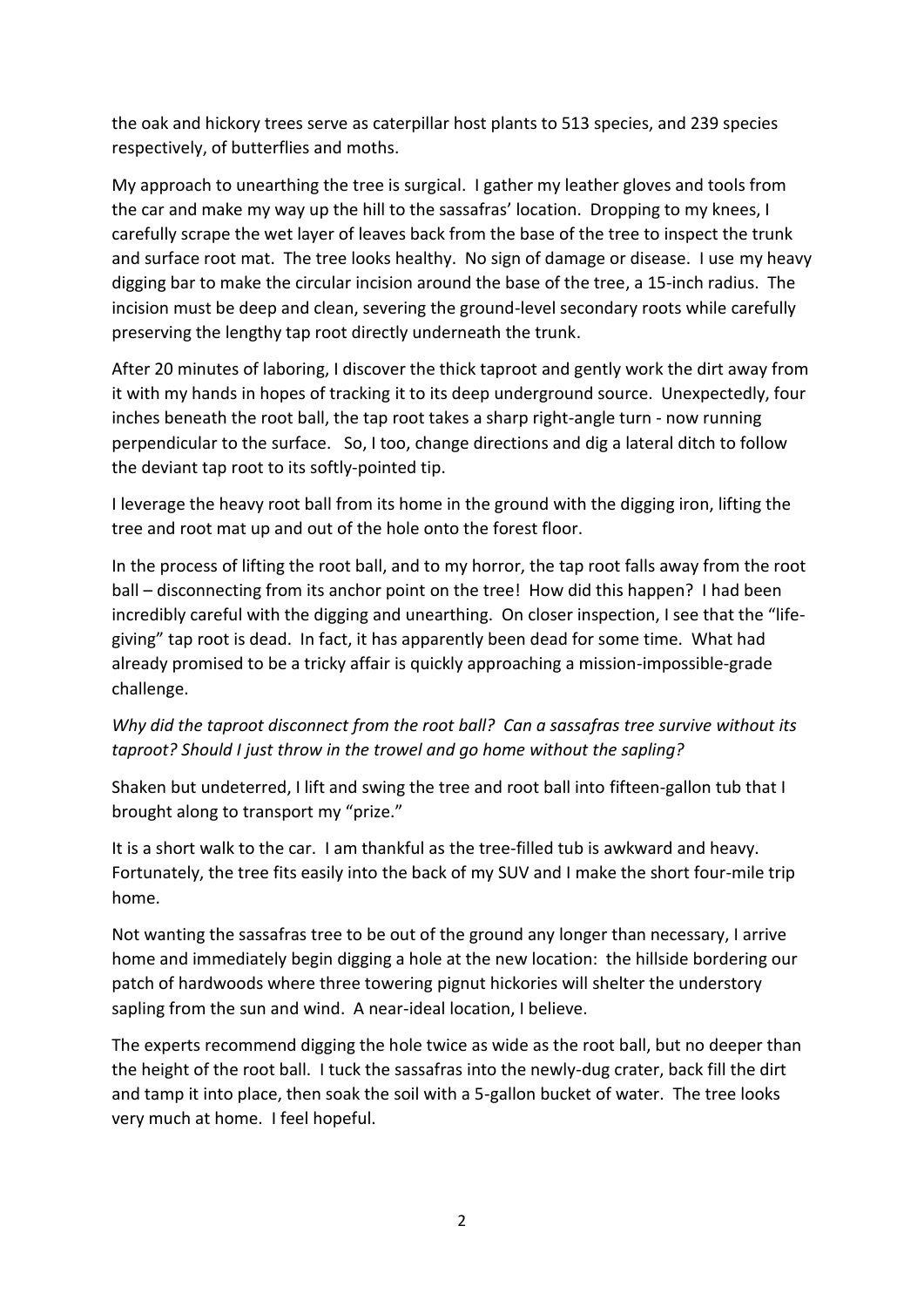the oak and hickory trees serve as caterpillar host plants to 513 species, and 239 species respectively, of butterflies and moths.

My approach to unearthing the tree is surgical. I gather my leather gloves and tools from the car and make my way up the hill to the sassafras' location. Dropping to my knees, I carefully scrape the wet layer of leaves back from the base of the tree to inspect the trunk and surface root mat. The tree looks healthy. No sign of damage or disease. I use my heavy digging bar to make the circular incision around the base of the tree, a 15-inch radius. The incision must be deep and clean, severing the ground-level secondary roots while carefully preserving the lengthy tap root directly underneath the trunk.

After 20 minutes of laboring, I discover the thick taproot and gently work the dirt away from it with my hands in hopes of tracking it to its deep underground source. Unexpectedly, four inches beneath the root ball, the tap root takes a sharp right-angle turn - now running perpendicular to the surface. So, I too, change directions and dig a lateral ditch to follow the deviant tap root to its softly-pointed tip.

I leverage the heavy root ball from its home in the ground with the digging iron, lifting the tree and root mat up and out of the hole onto the forest floor.

In the process of lifting the root ball, and to my horror, the tap root falls away from the root ball – disconnecting from its anchor point on the tree! How did this happen? I had been incredibly careful with the digging and unearthing. On closer inspection, I see that the "life-giving" tap root is dead. In fact, it has apparently been dead for some time. What had already promised to be a tricky affair is quickly approaching a mission-impossible-grade challenge.

*Why did the taproot disconnect from the root ball? Can a sassafras tree survive without its taproot? Should I just throw in the trowel and go home without the sapling?*

Shaken but undeterred, I lift and swing the tree and root ball into fifteen-gallon tub that I brought along to transport my "prize."

It is a short walk to the car. I am thankful as the tree-filled tub is awkward and heavy. Fortunately, the tree fits easily into the back of my SUV and I make the short four-mile trip home.

Not wanting the sassafras tree to be out of the ground any longer than necessary, I arrive home and immediately begin digging a hole at the new location: the hillside bordering our patch of hardwoods where three towering pignut hickories will shelter the understory sapling from the sun and wind. A near-ideal location, I believe.

The experts recommend digging the hole twice as wide as the root ball, but no deeper than the height of the root ball. I tuck the sassafras into the newly-dug crater, back fill the dirt and tamp it into place, then soak the soil with a 5-gallon bucket of water. The tree looks very much at home. I feel hopeful.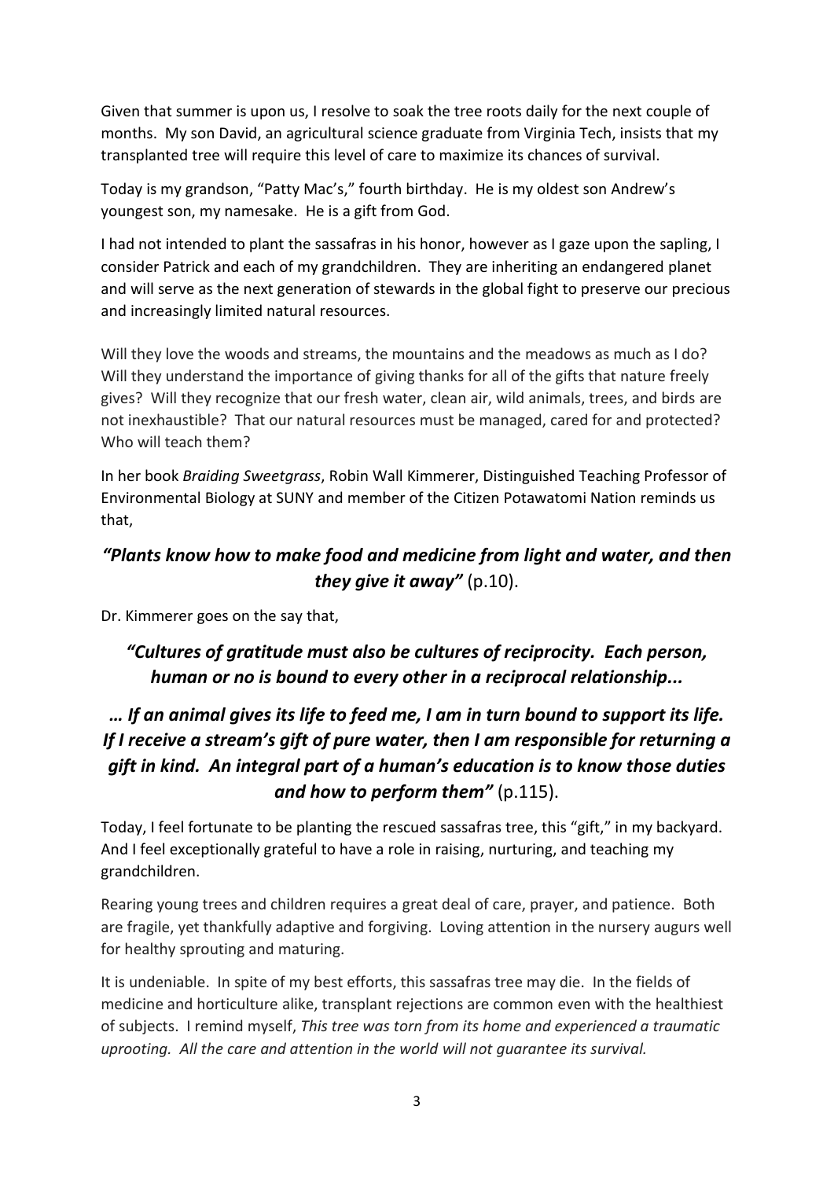Given that summer is upon us, I resolve to soak the tree roots daily for the next couple of months. My son David, an agricultural science graduate from Virginia Tech, insists that my transplanted tree will require this level of care to maximize its chances of survival.

Today is my grandson, "Patty Mac's," fourth birthday. He is my oldest son Andrew's youngest son, my namesake. He is a gift from God.

I had not intended to plant the sassafras in his honor, however as I gaze upon the sapling, I consider Patrick and each of my grandchildren. They are inheriting an endangered planet and will serve as the next generation of stewards in the global fight to preserve our precious and increasingly limited natural resources.

Will they love the woods and streams, the mountains and the meadows as much as I do? Will they understand the importance of giving thanks for all of the gifts that nature freely gives? Will they recognize that our fresh water, clean air, wild animals, trees, and birds are not inexhaustible? That our natural resources must be managed, cared for and protected? Who will teach them?

In her book *Braiding Sweetgrass*, Robin Wall Kimmerer, Distinguished Teaching Professor of Environmental Biology at SUNY and member of the Citizen Potawatomi Nation reminds us that,

***"Plants know how to make food and medicine from light and water, and then they give it away"*** (p.10).

Dr. Kimmerer goes on the say that,

***"Cultures of gratitude must also be cultures of reciprocity. Each person, human or no is bound to every other in a reciprocal relationship...***

***… If an animal gives its life to feed me, I am in turn bound to support its life. If I receive a stream's gift of pure water, then I am responsible for returning a gift in kind. An integral part of a human's education is to know those duties and how to perform them"*** (p.115).

Today, I feel fortunate to be planting the rescued sassafras tree, this "gift," in my backyard. And I feel exceptionally grateful to have a role in raising, nurturing, and teaching my grandchildren.

Rearing young trees and children requires a great deal of care, prayer, and patience. Both are fragile, yet thankfully adaptive and forgiving. Loving attention in the nursery augurs well for healthy sprouting and maturing.

It is undeniable. In spite of my best efforts, this sassafras tree may die. In the fields of medicine and horticulture alike, transplant rejections are common even with the healthiest of subjects. I remind myself, *This tree was torn from its home and experienced a traumatic uprooting. All the care and attention in the world will not guarantee its survival.*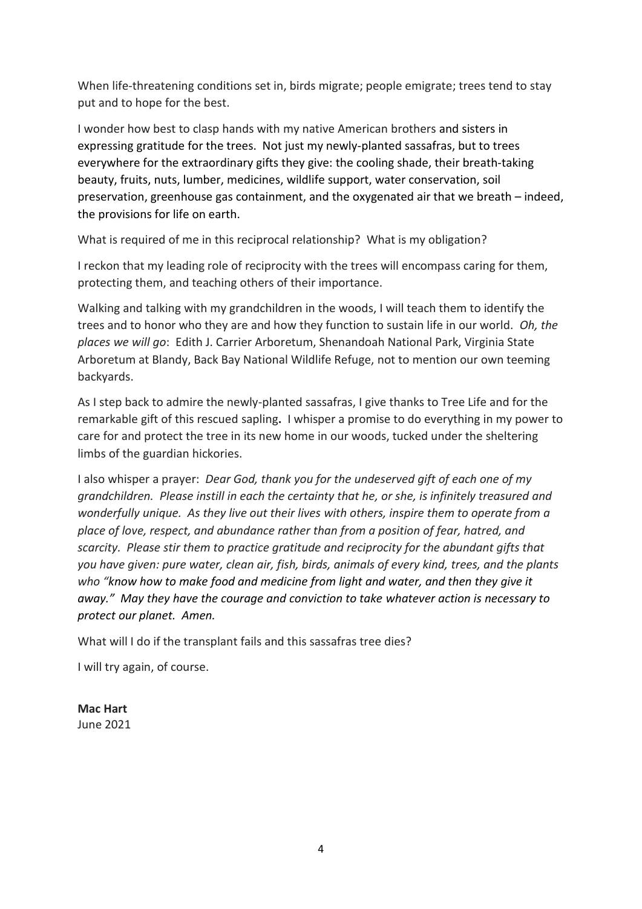When life-threatening conditions set in, birds migrate; people emigrate; trees tend to stay put and to hope for the best.

I wonder how best to clasp hands with my native American brothers and sisters in expressing gratitude for the trees. Not just my newly-planted sassafras, but to trees everywhere for the extraordinary gifts they give: the cooling shade, their breath-taking beauty, fruits, nuts, lumber, medicines, wildlife support, water conservation, soil preservation, greenhouse gas containment, and the oxygenated air that we breath – indeed, the provisions for life on earth.

What is required of me in this reciprocal relationship? What is my obligation?

I reckon that my leading role of reciprocity with the trees will encompass caring for them, protecting them, and teaching others of their importance.

Walking and talking with my grandchildren in the woods, I will teach them to identify the trees and to honor who they are and how they function to sustain life in our world. *Oh, the places we will go*: Edith J. Carrier Arboretum, Shenandoah National Park, Virginia State Arboretum at Blandy, Back Bay National Wildlife Refuge, not to mention our own teeming backyards.

As I step back to admire the newly-planted sassafras, I give thanks to Tree Life and for the remarkable gift of this rescued sapling**.** I whisper a promise to do everything in my power to care for and protect the tree in its new home in our woods, tucked under the sheltering limbs of the guardian hickories.

I also whisper a prayer: *Dear God, thank you for the undeserved gift of each one of my grandchildren. Please instill in each the certainty that he, or she, is infinitely treasured and wonderfully unique. As they live out their lives with others, inspire them to operate from a place of love, respect, and abundance rather than from a position of fear, hatred, and scarcity. Please stir them to practice gratitude and reciprocity for the abundant gifts that you have given: pure water, clean air, fish, birds, animals of every kind, trees, and the plants who "know how to make food and medicine from light and water, and then they give it away." May they have the courage and conviction to take whatever action is necessary to protect our planet. Amen.*

What will I do if the transplant fails and this sassafras tree dies?

I will try again, of course.

**Mac Hart**
June 2021